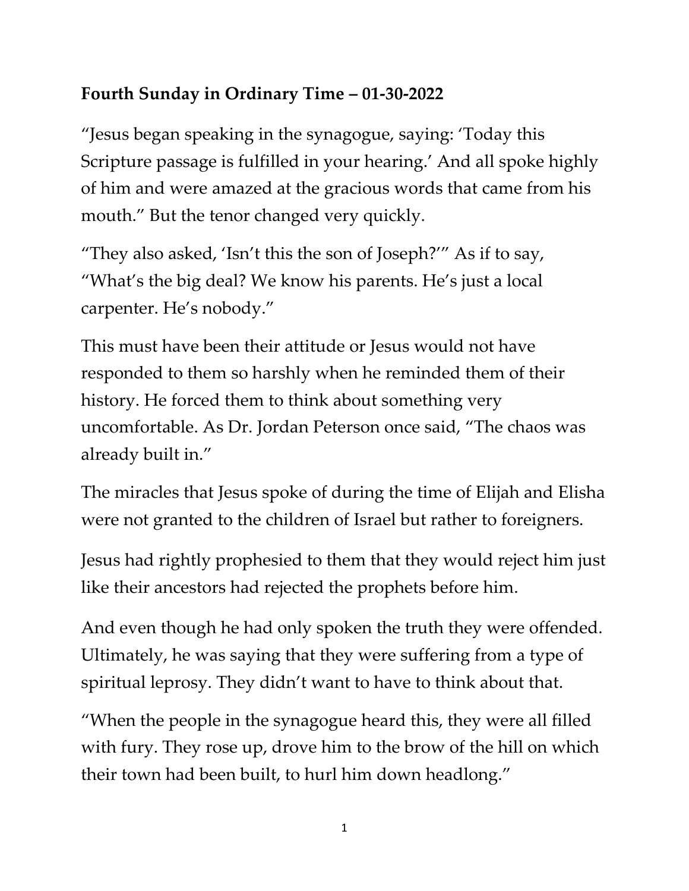**Fourth Sunday in Ordinary Time – 01-30-2022**

"Jesus began speaking in the synagogue, saying: 'Today this Scripture passage is fulfilled in your hearing.' And all spoke highly of him and were amazed at the gracious words that came from his mouth." But the tenor changed very quickly.

"They also asked, 'Isn't this the son of Joseph?'" As if to say, "What's the big deal? We know his parents. He's just a local carpenter. He's nobody."

This must have been their attitude or Jesus would not have responded to them so harshly when he reminded them of their history. He forced them to think about something very uncomfortable. As Dr. Jordan Peterson once said, "The chaos was already built in."

The miracles that Jesus spoke of during the time of Elijah and Elisha were not granted to the children of Israel but rather to foreigners.

Jesus had rightly prophesied to them that they would reject him just like their ancestors had rejected the prophets before him.

And even though he had only spoken the truth they were offended. Ultimately, he was saying that they were suffering from a type of spiritual leprosy. They didn't want to have to think about that.

"When the people in the synagogue heard this, they were all filled with fury. They rose up, drove him to the brow of the hill on which their town had been built, to hurl him down headlong."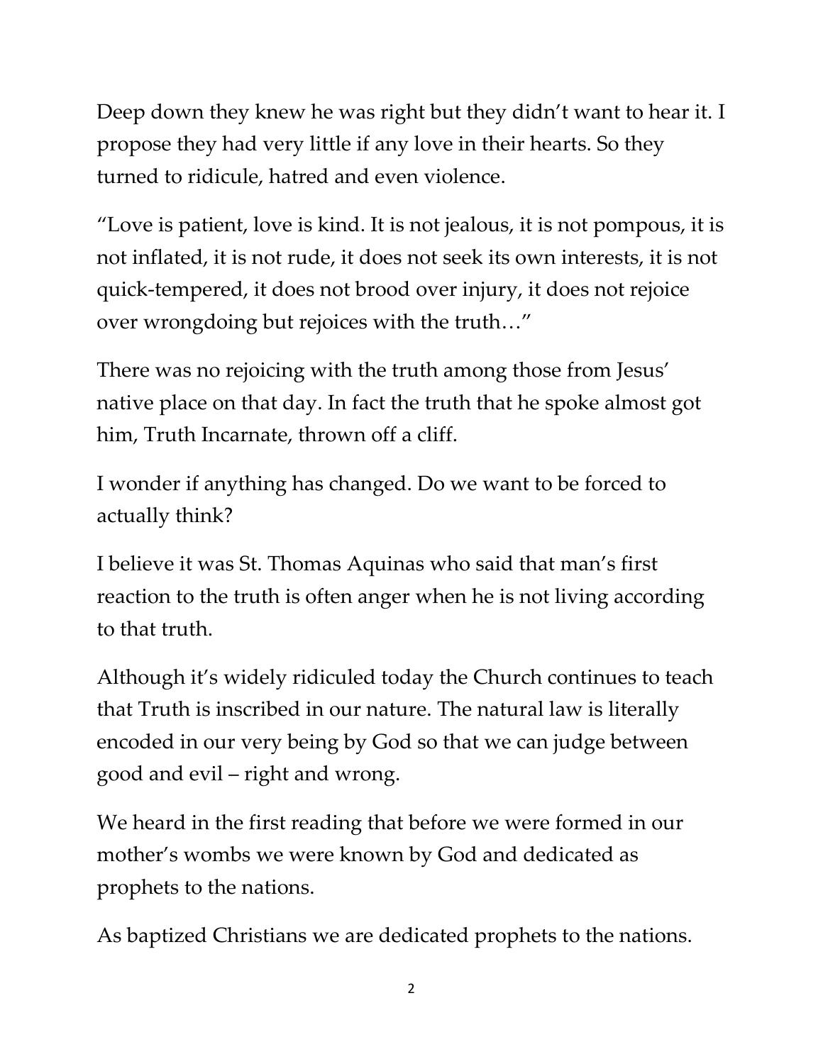Deep down they knew he was right but they didn't want to hear it. I propose they had very little if any love in their hearts. So they turned to ridicule, hatred and even violence.

"Love is patient, love is kind. It is not jealous, it is not pompous, it is not inflated, it is not rude, it does not seek its own interests, it is not quick-tempered, it does not brood over injury, it does not rejoice over wrongdoing but rejoices with the truth…"

There was no rejoicing with the truth among those from Jesus' native place on that day. In fact the truth that he spoke almost got him, Truth Incarnate, thrown off a cliff.

I wonder if anything has changed. Do we want to be forced to actually think?

I believe it was St. Thomas Aquinas who said that man's first reaction to the truth is often anger when he is not living according to that truth.

Although it's widely ridiculed today the Church continues to teach that Truth is inscribed in our nature. The natural law is literally encoded in our very being by God so that we can judge between good and evil – right and wrong.

We heard in the first reading that before we were formed in our mother's wombs we were known by God and dedicated as prophets to the nations.

As baptized Christians we are dedicated prophets to the nations.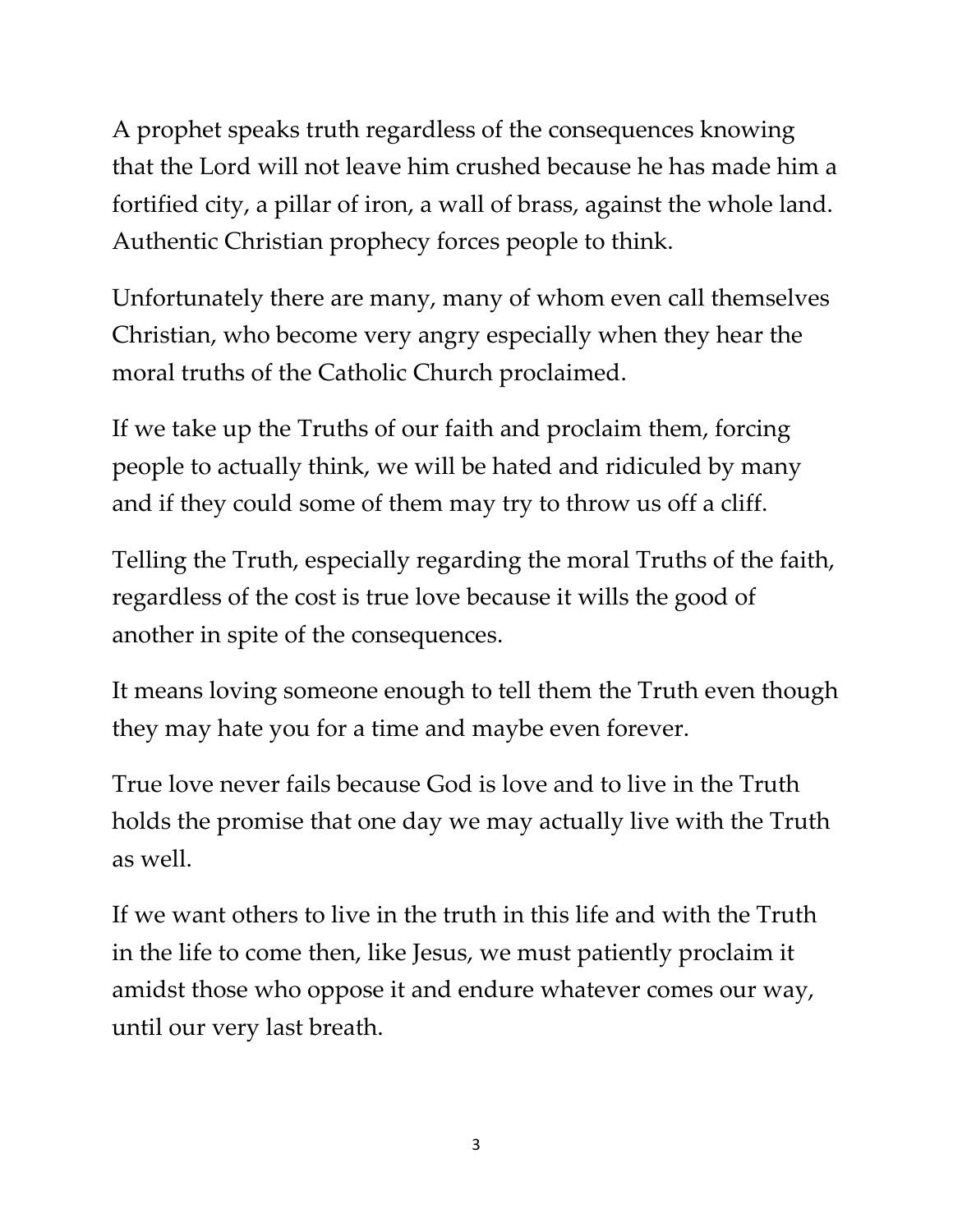A prophet speaks truth regardless of the consequences knowing that the Lord will not leave him crushed because he has made him a fortified city, a pillar of iron, a wall of brass, against the whole land. Authentic Christian prophecy forces people to think.

Unfortunately there are many, many of whom even call themselves Christian, who become very angry especially when they hear the moral truths of the Catholic Church proclaimed.

If we take up the Truths of our faith and proclaim them, forcing people to actually think, we will be hated and ridiculed by many and if they could some of them may try to throw us off a cliff.

Telling the Truth, especially regarding the moral Truths of the faith, regardless of the cost is true love because it wills the good of another in spite of the consequences.

It means loving someone enough to tell them the Truth even though they may hate you for a time and maybe even forever.

True love never fails because God is love and to live in the Truth holds the promise that one day we may actually live with the Truth as well.

If we want others to live in the truth in this life and with the Truth in the life to come then, like Jesus, we must patiently proclaim it amidst those who oppose it and endure whatever comes our way, until our very last breath.